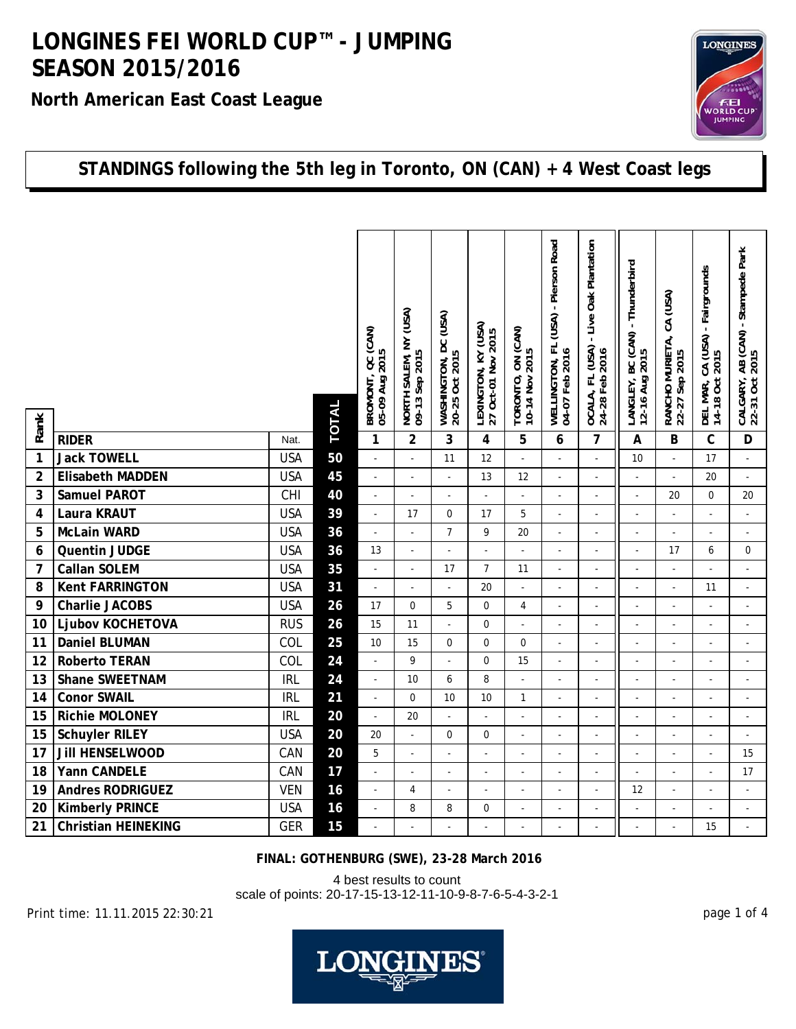# LONGINES FEI WORLD CUP™ - JUMPING SEASON 2015/2016

## North American East Coast League

## STANDINGS following the 5th leg in Toronto, ON (CAN) + 4 West Coast legs

| Rank | RIDER | Nat. | TOTAL | BROMONT, QC (CAN) 05-09 Aug 2015 | NORTH SALEM, NY (USA) 09-13 Sep 2015 | WASHINGTON, DC (USA) 20-25 Oct 2015 | LEXINGTON, KY (USA) 27 Oct-01 Nov 2015 | TORONTO, ON (CAN) 10-14 Nov 2015 | WELLINGTON, FL (USA) - Pierson Road 04-07 Feb 2016 | OCALA, FL (USA) - Live Oak Plantation 24-28 Feb 2016 | LANGLEY, BC (CAN) - Thunderbird 12-16 Aug 2015 | RANCHO MURIETA, CA (USA) 22-27 Sep 2015 | DEL MAR, CA (USA) - Fairgrounds 14-18 Oct 2015 | CALGARY, AB (CAN) - Stampede Park 22-31 Oct 2015 |
|---|---|---|---|---|---|---|---|---|---|---|---|---|---|---|
| | | | | 1 | 2 | 3 | 4 | 5 | 6 | 7 | A | B | C | D |
| 1 | Jack TOWELL | USA | 50 | - | - | 11 | 12 | - | - | - | 10 | - | 17 | - |
| 2 | Elisabeth MADDEN | USA | 45 | - | - | - | 13 | 12 | - | - | - | - | 20 | - |
| 3 | Samuel PAROT | CHI | 40 | - | - | - | - | - | - | - | - | 20 | 0 | 20 |
| 4 | Laura KRAUT | USA | 39 | - | 17 | 0 | 17 | 5 | - | - | - | - | - | - |
| 5 | McLain WARD | USA | 36 | - | - | 7 | 9 | 20 | - | - | - | - | - | - |
| 6 | Quentin JUDGE | USA | 36 | 13 | - | - | - | - | - | - | - | 17 | 6 | 0 |
| 7 | Callan SOLEM | USA | 35 | - | - | 17 | 7 | 11 | - | - | - | - | - | - |
| 8 | Kent FARRINGTON | USA | 31 | - | - | - | 20 | - | - | - | - | - | 11 | - |
| 9 | Charlie JACOBS | USA | 26 | 17 | 0 | 5 | 0 | 4 | - | - | - | - | - | - |
| 10 | Ljubov KOCHETOVA | RUS | 26 | 15 | 11 | - | 0 | - | - | - | - | - | - | - |
| 11 | Daniel BLUMAN | COL | 25 | 10 | 15 | 0 | 0 | 0 | - | - | - | - | - | - |
| 12 | Roberto TERAN | COL | 24 | - | 9 | - | 0 | 15 | - | - | - | - | - | - |
| 13 | Shane SWEETNAM | IRL | 24 | - | 10 | 6 | 8 | - | - | - | - | - | - | - |
| 14 | Conor SWAIL | IRL | 21 | - | 0 | 10 | 10 | 1 | - | - | - | - | - | - |
| 15 | Richie MOLONEY | IRL | 20 | - | 20 | - | - | - | - | - | - | - | - | - |
| 15 | Schuyler RILEY | USA | 20 | 20 | - | 0 | 0 | - | - | - | - | - | - | - |
| 17 | Jill HENSELWOOD | CAN | 20 | 5 | - | - | - | - | - | - | - | - | - | 15 |
| 18 | Yann CANDELE | CAN | 17 | - | - | - | - | - | - | - | - | - | - | 17 |
| 19 | Andres RODRIGUEZ | VEN | 16 | - | 4 | - | - | - | - | - | 12 | - | - | - |
| 20 | Kimberly PRINCE | USA | 16 | - | 8 | 8 | 0 | - | - | - | - | - | - | - |
| 21 | Christian HEINEKING | GER | 15 | - | - | - | - | - | - | - | - | - | 15 | - |

**FINAL: GOTHENBURG (SWE), 23-28 March 2016**

4 best results to count
scale of points: 20-17-15-13-12-11-10-9-8-7-6-5-4-3-2-1

Print time: 11.11.2015 22:30:21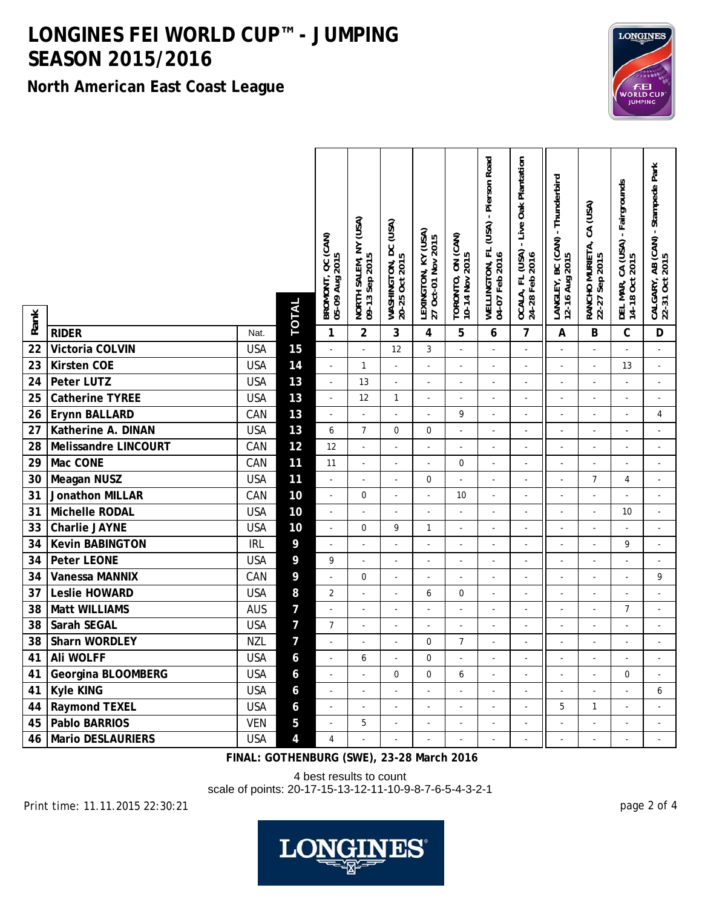# LONGINES FEI WORLD CUP™ - JUMPING SEASON 2015/2016

## North American East Coast League

| Rank | RIDER | Nat. | TOTAL | BROMONT, QC (CAN) 05-09 Aug 2015 | NORTH SALEM, NY (USA) 09-13 Sep 2015 | WASHINGTON, DC (USA) 20-25 Oct 2015 | LEXINGTON, KY (USA) 27 Oct-01 Nov 2015 | TORONTO, ON (CAN) 10-14 Nov 2015 | WELLINGTON, FL (USA) - Pierson Road 04-07 Feb 2016 | OCALA, FL (USA) - Live Oak Plantation 24-28 Feb 2016 | LANGLEY, BC (CAN) - Thunderbird 12-16 Aug 2015 | RANCHO MURIETA, CA (USA) 22-27 Sep 2015 | DEL MAR, CA (USA) - Fairgrounds 14-18 Oct 2015 | CALGARY, AB (CAN) - Stampede Park 22-31 Oct 2015 |
|---|---|---|---|---|---|---|---|---|---|---|---|---|---|---|
| | | | | 1 | 2 | 3 | 4 | 5 | 6 | 7 | A | B | C | D |
| 22 | Victoria COLVIN | USA | 15 | - | - | 12 | 3 | - | - | - | - | - | - | - |
| 23 | Kirsten COE | USA | 14 | - | 1 | - | - | - | - | - | - | - | 13 | - |
| 24 | Peter LUTZ | USA | 13 | - | 13 | - | - | - | - | - | - | - | - | - |
| 25 | Catherine TYREE | USA | 13 | - | 12 | 1 | - | - | - | - | - | - | - | - |
| 26 | Erynn BALLARD | CAN | 13 | - | - | - | - | 9 | - | - | - | - | - | 4 |
| 27 | Katherine A. DINAN | USA | 13 | 6 | 7 | 0 | 0 | - | - | - | - | - | - | - |
| 28 | Melissandre LINCOURT | CAN | 12 | 12 | - | - | - | - | - | - | - | - | - | - |
| 29 | Mac CONE | CAN | 11 | 11 | - | - | - | 0 | - | - | - | - | - | - |
| 30 | Meagan NUSZ | USA | 11 | - | - | - | 0 | - | - | - | - | 7 | 4 | - |
| 31 | Jonathon MILLAR | CAN | 10 | - | 0 | - | - | 10 | - | - | - | - | - | - |
| 31 | Michelle RODAL | USA | 10 | - | - | - | - | - | - | - | - | - | 10 | - |
| 33 | Charlie JAYNE | USA | 10 | - | 0 | 9 | 1 | - | - | - | - | - | - | - |
| 34 | Kevin BABINGTON | IRL | 9 | - | - | - | - | - | - | - | - | - | 9 | - |
| 34 | Peter LEONE | USA | 9 | 9 | - | - | - | - | - | - | - | - | - | - |
| 34 | Vanessa MANNIX | CAN | 9 | - | 0 | - | - | - | - | - | - | - | - | 9 |
| 37 | Leslie HOWARD | USA | 8 | 2 | - | - | 6 | 0 | - | - | - | - | - | - |
| 38 | Matt WILLIAMS | AUS | 7 | - | - | - | - | - | - | - | - | - | 7 | - |
| 38 | Sarah SEGAL | USA | 7 | 7 | - | - | - | - | - | - | - | - | - | - |
| 38 | Sharn WORDLEY | NZL | 7 | - | - | - | 0 | 7 | - | - | - | - | - | - |
| 41 | Ali WOLFF | USA | 6 | - | 6 | - | 0 | - | - | - | - | - | - | - |
| 41 | Georgina BLOOMBERG | USA | 6 | - | - | 0 | 0 | 6 | - | - | - | - | 0 | - |
| 41 | Kyle KING | USA | 6 | - | - | - | - | - | - | - | - | - | - | 6 |
| 44 | Raymond TEXEL | USA | 6 | - | - | - | - | - | - | - | 5 | 1 | - | - |
| 45 | Pablo BARRIOS | VEN | 5 | - | 5 | - | - | - | - | - | - | - | - | - |
| 46 | Mario DESLAURIERS | USA | 4 | 4 | - | - | - | - | - | - | - | - | - | - |

**FINAL: GOTHENBURG (SWE), 23-28 March 2016**

4 best results to count
scale of points: 20-17-15-13-12-11-10-9-8-7-6-5-4-3-2-1

Print time: 11.11.2015 22:30:21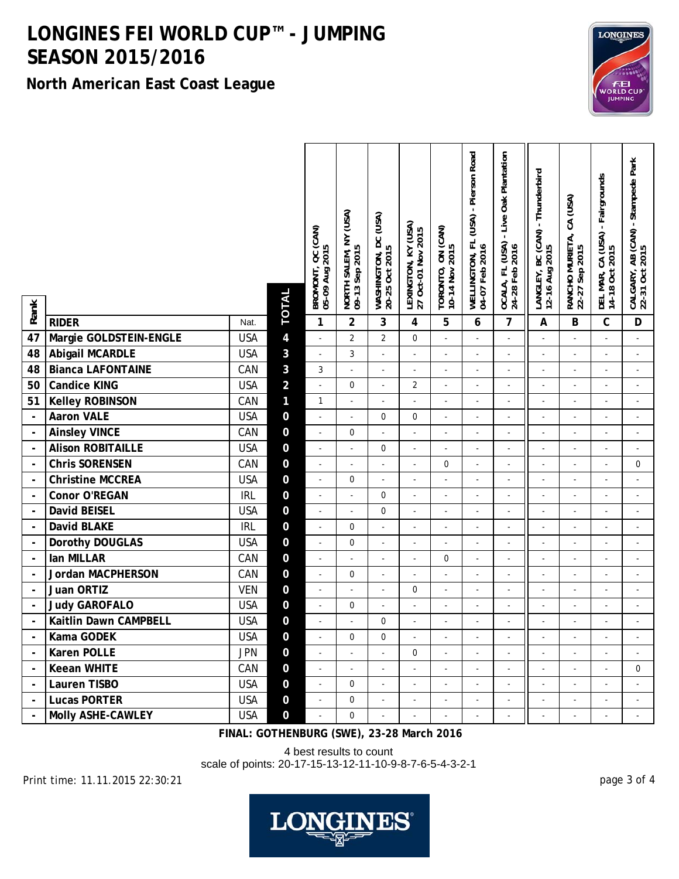# LONGINES FEI WORLD CUP™ - JUMPING SEASON 2015/2016

## North American East Coast League

| Rank | RIDER | Nat. | TOTAL | BROMONT, QC (CAN) 05-09 Aug 2015 | NORTH SALEM, NY (USA) 09-13 Sep 2015 | WASHINGTON, DC (USA) 20-25 Oct 2015 | LEXINGTON, KY (USA) 27 Oct-01 Nov 2015 | TORONTO, ON (CAN) 10-14 Nov 2015 | WELLINGTON, FL (USA) - Pierson Road 04-07 Feb 2016 | OCALA, FL (USA) - Live Oak Plantation 24-28 Feb 2016 | LANGLEY, BC (CAN) - Thunderbird 12-16 Aug 2015 | RANCHO MURIETA, CA (USA) 22-27 Sep 2015 | DEL MAR, CA (USA) - Fairgrounds 14-18 Oct 2015 | CALGARY, AB (CAN) - Stampede Park 22-31 Oct 2015 |
|---|---|---|---|---|---|---|---|---|---|---|---|---|---|---|
| | | | | 1 | 2 | 3 | 4 | 5 | 6 | 7 | A | B | C | D |
| 47 | Margie GOLDSTEIN-ENGLE | USA | 4 | - | 2 | 2 | 0 | - | - | - | - | - | - | - |
| 48 | Abigail MCARDLE | USA | 3 | - | 3 | - | - | - | - | - | - | - | - | - |
| 48 | Bianca LAFONTAINE | CAN | 3 | 3 | - | - | - | - | - | - | - | - | - | - |
| 50 | Candice KING | USA | 2 | - | 0 | - | 2 | - | - | - | - | - | - | - |
| 51 | Kelley ROBINSON | CAN | 1 | 1 | - | - | - | - | - | - | - | - | - | - |
| - | Aaron VALE | USA | 0 | - | - | 0 | 0 | - | - | - | - | - | - | - |
| - | Ainsley VINCE | CAN | 0 | - | 0 | - | - | - | - | - | - | - | - | - |
| - | Alison ROBITAILLE | USA | 0 | - | - | 0 | - | - | - | - | - | - | - | - |
| - | Chris SORENSEN | CAN | 0 | - | - | - | - | 0 | - | - | - | - | - | 0 |
| - | Christine MCCREA | USA | 0 | - | 0 | - | - | - | - | - | - | - | - | - |
| - | Conor O'REGAN | IRL | 0 | - | - | 0 | - | - | - | - | - | - | - | - |
| - | David BEISEL | USA | 0 | - | - | 0 | - | - | - | - | - | - | - | - |
| - | David BLAKE | IRL | 0 | - | 0 | - | - | - | - | - | - | - | - | - |
| - | Dorothy DOUGLAS | USA | 0 | - | 0 | - | - | - | - | - | - | - | - | - |
| - | Ian MILLAR | CAN | 0 | - | - | - | - | 0 | - | - | - | - | - | - |
| - | Jordan MACPHERSON | CAN | 0 | - | 0 | - | - | - | - | - | - | - | - | - |
| - | Juan ORTIZ | VEN | 0 | - | - | - | 0 | - | - | - | - | - | - | - |
| - | Judy GAROFALO | USA | 0 | - | 0 | - | - | - | - | - | - | - | - | - |
| - | Kaitlin Dawn CAMPBELL | USA | 0 | - | - | 0 | - | - | - | - | - | - | - | - |
| - | Kama GODEK | USA | 0 | - | 0 | 0 | - | - | - | - | - | - | - | - |
| - | Karen POLLE | JPN | 0 | - | - | - | 0 | - | - | - | - | - | - | - |
| - | Keean WHITE | CAN | 0 | - | - | - | - | - | - | - | - | - | - | 0 |
| - | Lauren TISBO | USA | 0 | - | 0 | - | - | - | - | - | - | - | - | - |
| - | Lucas PORTER | USA | 0 | - | 0 | - | - | - | - | - | - | - | - | - |
| - | Molly ASHE-CAWLEY | USA | 0 | - | 0 | - | - | - | - | - | - | - | - | - |

**FINAL: GOTHENBURG (SWE), 23-28 March 2016**

4 best results to count

scale of points: 20-17-15-13-12-11-10-9-8-7-6-5-4-3-2-1

*Print time: 11.11.2015 22:30:21*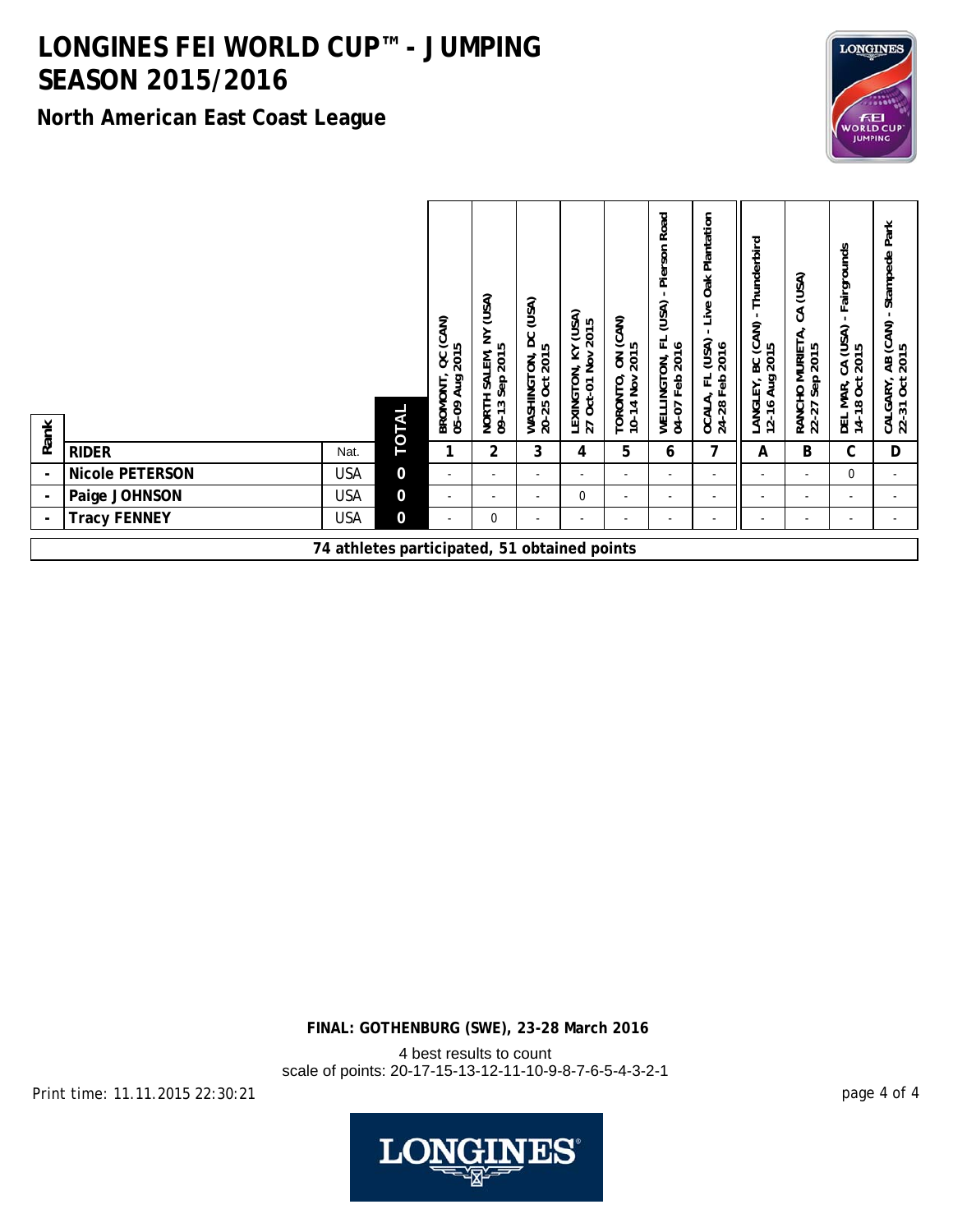# LONGINES FEI WORLD CUP™ - JUMPING SEASON 2015/2016

## North American East Coast League

| Rank | RIDER | Nat. | TOTAL | BROMONT, QC (CAN) 05-09 Aug 2015 1 | NORTH SALEM, NY (USA) 09-13 Sep 2015 2 | WASHINGTON, DC (USA) 20-25 Oct 2015 3 | LEXINGTON, KY (USA) 27 Oct-01 Nov 2015 4 | TORONTO, ON (CAN) 10-14 Nov 2015 5 | WELLINGTON, FL (USA) - Pierson Road 04-07 Feb 2016 6 | OCALA, FL (USA) - Live Oak Plantation 24-28 Feb 2016 7 | LANGLEY, BC (CAN) - Thunderbird 12-16 Aug 2015 A | RANCHO MURIETA, CA (USA) 22-27 Sep 2015 B | DEL MAR, CA (USA) - Fairgrounds 14-18 Oct 2015 C | CALGARY, AB (CAN) - Stampede Park 22-31 Oct 2015 D |
|---|---|---|---|---|---|---|---|---|---|---|---|---|---|---|
| - | Nicole PETERSON | USA | 0 | - | - | - | - | - | - | - | - | - | 0 | - |
| - | Paige JOHNSON | USA | 0 | - | - | - | 0 | - | - | - | - | - | - | - |
| - | Tracy FENNEY | USA | 0 | - | 0 | - | - | - | - | - | - | - | - | - |

74 athletes participated, 51 obtained points

**FINAL: GOTHENBURG (SWE), 23-28 March 2016**

4 best results to count

scale of points: 20-17-15-13-12-11-10-9-8-7-6-5-4-3-2-1

Print time: 11.11.2015 22:30:21